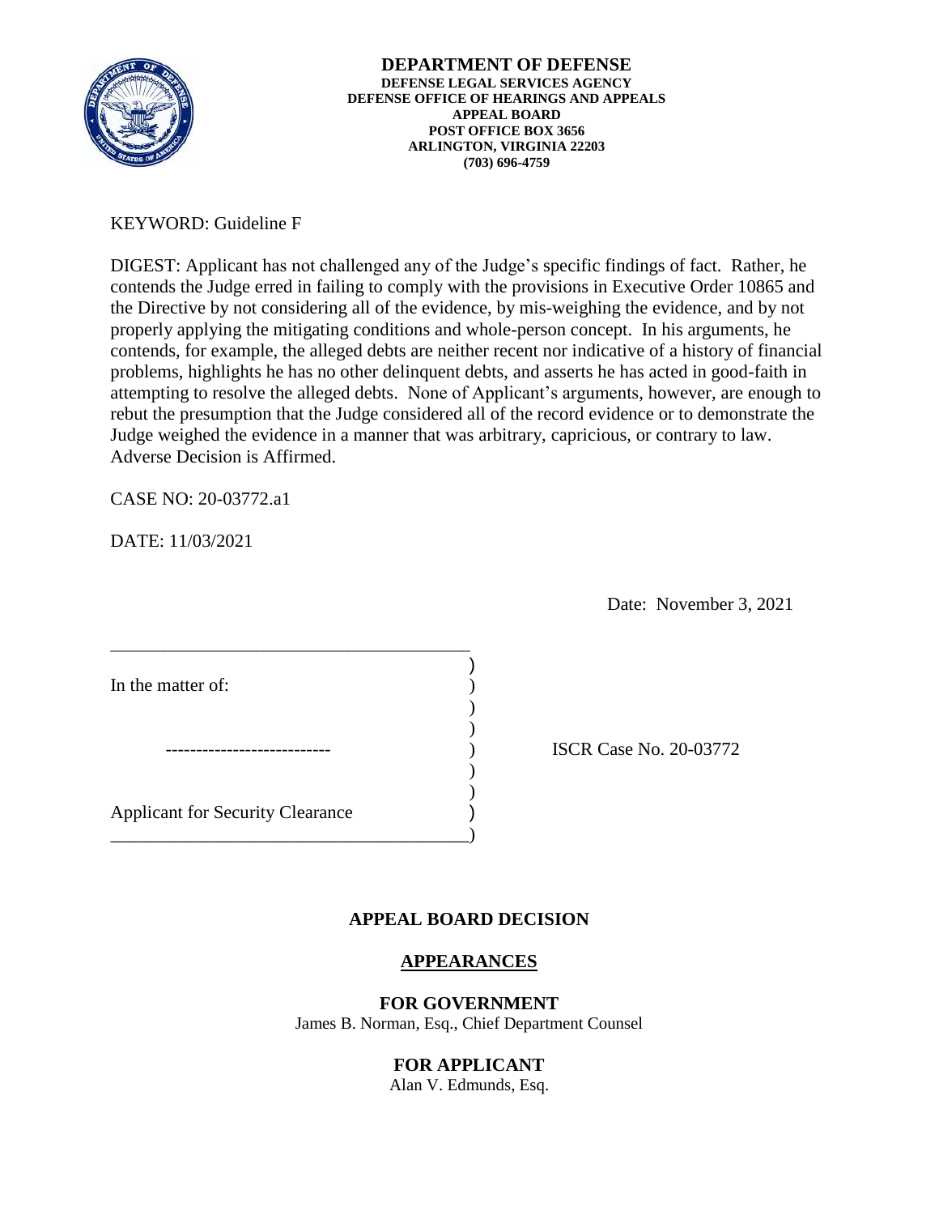**DEPARTMENT OF DEFENSE**
**DEFENSE LEGAL SERVICES AGENCY**
**DEFENSE OFFICE OF HEARINGS AND APPEALS**
**APPEAL BOARD**
**POST OFFICE BOX 3656**
**ARLINGTON, VIRGINIA 22203**
**(703) 696-4759**

KEYWORD: Guideline F

DIGEST: Applicant has not challenged any of the Judge's specific findings of fact. Rather, he contends the Judge erred in failing to comply with the provisions in Executive Order 10865 and the Directive by not considering all of the evidence, by mis-weighing the evidence, and by not properly applying the mitigating conditions and whole-person concept. In his arguments, he contends, for example, the alleged debts are neither recent nor indicative of a history of financial problems, highlights he has no other delinquent debts, and asserts he has acted in good-faith in attempting to resolve the alleged debts. None of Applicant's arguments, however, are enough to rebut the presumption that the Judge considered all of the record evidence or to demonstrate the Judge weighed the evidence in a manner that was arbitrary, capricious, or contrary to law. Adverse Decision is Affirmed.

CASE NO: 20-03772.a1

DATE: 11/03/2021

Date: November 3, 2021

In the matter of:

--------------------------

Applicant for Security Clearance

ISCR Case No. 20-03772

## APPEAL BOARD DECISION

### APPEARANCES

**FOR GOVERNMENT**
James B. Norman, Esq., Chief Department Counsel

**FOR APPLICANT**
Alan V. Edmunds, Esq.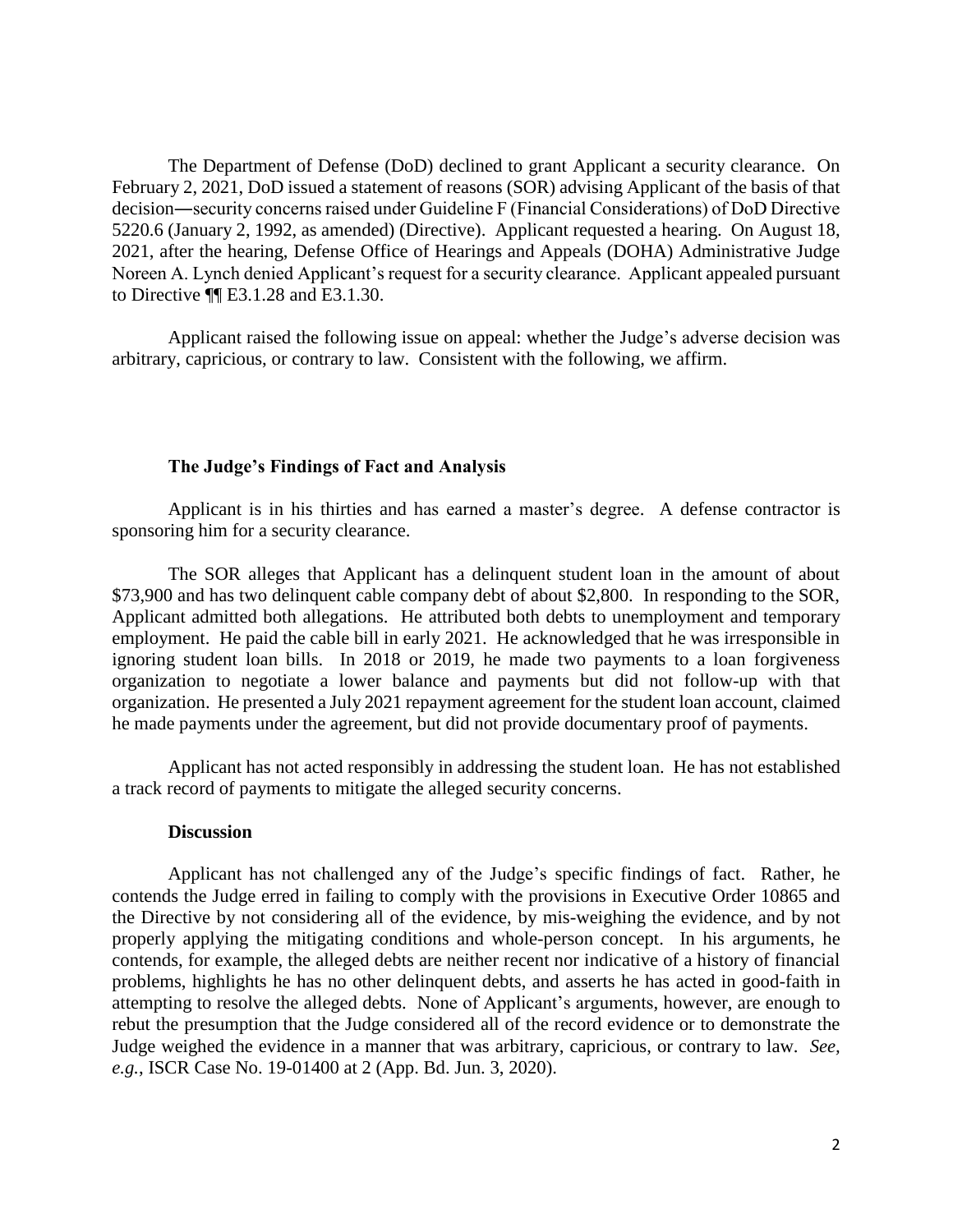The Department of Defense (DoD) declined to grant Applicant a security clearance. On February 2, 2021, DoD issued a statement of reasons (SOR) advising Applicant of the basis of that decision―security concerns raised under Guideline F (Financial Considerations) of DoD Directive 5220.6 (January 2, 1992, as amended) (Directive). Applicant requested a hearing. On August 18, 2021, after the hearing, Defense Office of Hearings and Appeals (DOHA) Administrative Judge Noreen A. Lynch denied Applicant's request for a security clearance. Applicant appealed pursuant to Directive ¶¶ E3.1.28 and E3.1.30.

Applicant raised the following issue on appeal: whether the Judge's adverse decision was arbitrary, capricious, or contrary to law. Consistent with the following, we affirm.

### The Judge's Findings of Fact and Analysis

Applicant is in his thirties and has earned a master's degree. A defense contractor is sponsoring him for a security clearance.

The SOR alleges that Applicant has a delinquent student loan in the amount of about \$73,900 and has two delinquent cable company debt of about \$2,800. In responding to the SOR, Applicant admitted both allegations. He attributed both debts to unemployment and temporary employment. He paid the cable bill in early 2021. He acknowledged that he was irresponsible in ignoring student loan bills. In 2018 or 2019, he made two payments to a loan forgiveness organization to negotiate a lower balance and payments but did not follow-up with that organization. He presented a July 2021 repayment agreement for the student loan account, claimed he made payments under the agreement, but did not provide documentary proof of payments.

Applicant has not acted responsibly in addressing the student loan. He has not established a track record of payments to mitigate the alleged security concerns.

### Discussion

Applicant has not challenged any of the Judge's specific findings of fact. Rather, he contends the Judge erred in failing to comply with the provisions in Executive Order 10865 and the Directive by not considering all of the evidence, by mis-weighing the evidence, and by not properly applying the mitigating conditions and whole-person concept. In his arguments, he contends, for example, the alleged debts are neither recent nor indicative of a history of financial problems, highlights he has no other delinquent debts, and asserts he has acted in good-faith in attempting to resolve the alleged debts. None of Applicant's arguments, however, are enough to rebut the presumption that the Judge considered all of the record evidence or to demonstrate the Judge weighed the evidence in a manner that was arbitrary, capricious, or contrary to law. *See, e.g.*, ISCR Case No. 19-01400 at 2 (App. Bd. Jun. 3, 2020).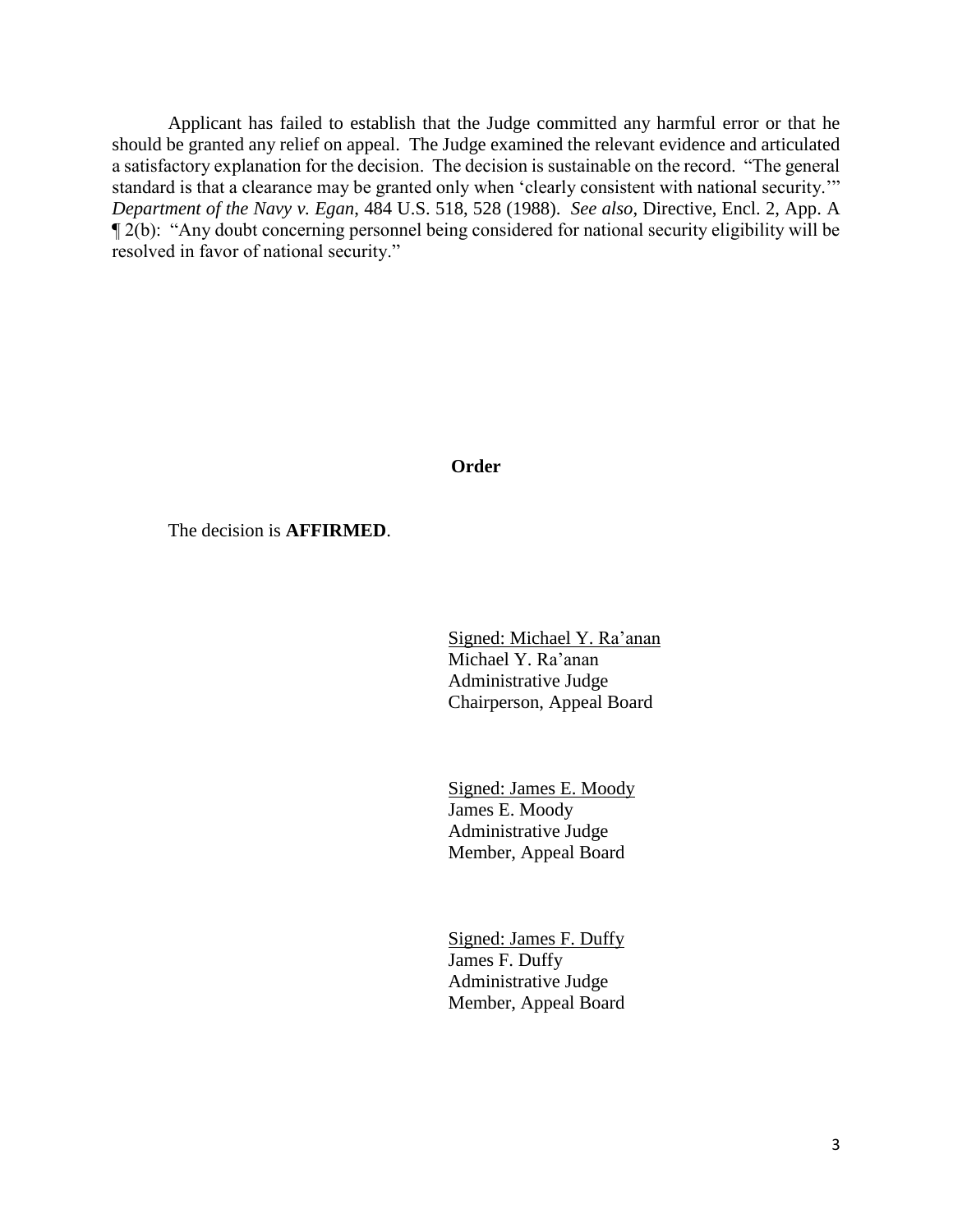Applicant has failed to establish that the Judge committed any harmful error or that he should be granted any relief on appeal. The Judge examined the relevant evidence and articulated a satisfactory explanation for the decision. The decision is sustainable on the record. "The general standard is that a clearance may be granted only when 'clearly consistent with national security.'" *Department of the Navy v. Egan*, 484 U.S. 518, 528 (1988). *See also*, Directive, Encl. 2, App. A ¶ 2(b): "Any doubt concerning personnel being considered for national security eligibility will be resolved in favor of national security."

**Order**

The decision is **AFFIRMED**.

Signed: Michael Y. Ra'anan
Michael Y. Ra'anan
Administrative Judge
Chairperson, Appeal Board

Signed: James E. Moody
James E. Moody
Administrative Judge
Member, Appeal Board

Signed: James F. Duffy
James F. Duffy
Administrative Judge
Member, Appeal Board